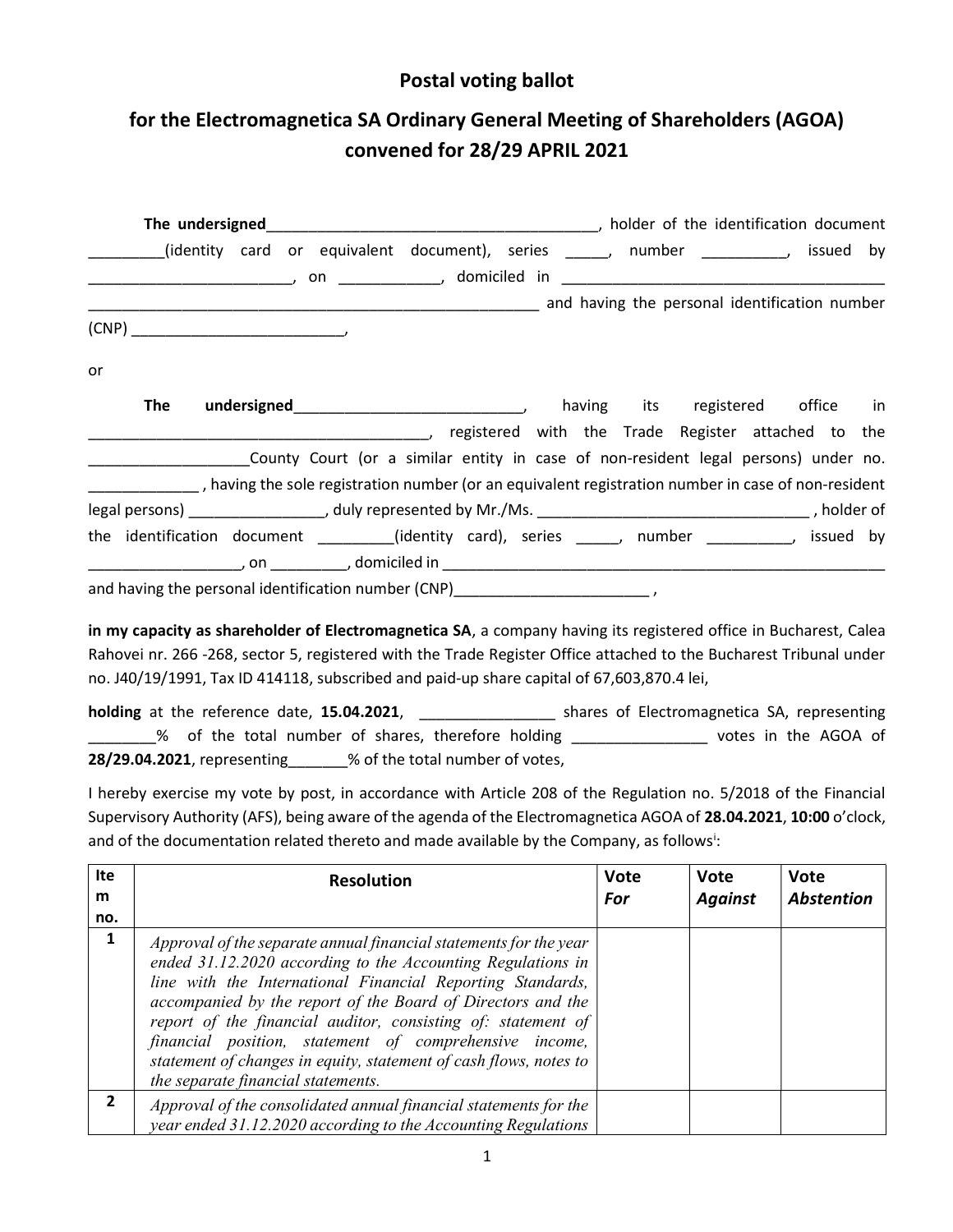## Postal voting ballot

## for the Electromagnetica SA Ordinary General Meeting of Shareholders (AGOA) convened for 28/29 APRIL 2021

**The undersigned**_______________________________________, holder of the identification document _________(identity card or equivalent document), series _____, number __________, issued by ________________________, on ____________, domiciled in ______________________________________ ______________________________________________________ and having the personal identification number (CNP) _________________________,

or

**The undersigned**___________________________, having its registered office in ________________________________________, registered with the Trade Register attached to the __________________County Court (or a similar entity in case of non-resident legal persons) under no. ____________ , having the sole registration number (or an equivalent registration number in case of non-resident legal persons) ________________, duly represented by Mr./Ms. _______________________________ , holder of the identification document _________(identity card), series _____, number __________, issued by __________________, on _________, domiciled in ______________________________________________________ and having the personal identification number (CNP)_______________________ ,

**in my capacity as shareholder of Electromagnetica SA**, a company having its registered office in Bucharest, Calea Rahovei nr. 266 -268, sector 5, registered with the Trade Register Office attached to the Bucharest Tribunal under no. J40/19/1991, Tax ID 414118, subscribed and paid-up share capital of 67,603,870.4 lei,

**holding** at the reference date, **15.04.2021**, ________________ shares of Electromagnetica SA, representing ________% of the total number of shares, therefore holding ________________ votes in the AGOA of **28/29.04.2021**, representing_______% of the total number of votes,

I hereby exercise my vote by post, in accordance with Article 208 of the Regulation no. 5/2018 of the Financial Supervisory Authority (AFS), being aware of the agenda of the Electromagnetica AGOA of **28.04.2021**, **10:00** o'clock, and of the documentation related thereto and made available by the Company, as follows[i]:

| Item no. | Resolution | Vote *For* | Vote *Against* | Vote *Abstention* |
|---|---|---|---|---|
| **1** | *Approval of the separate annual financial statements for the year ended 31.12.2020 according to the Accounting Regulations in line with the International Financial Reporting Standards, accompanied by the report of the Board of Directors and the report of the financial auditor, consisting of: statement of financial position, statement of comprehensive income, statement of changes in equity, statement of cash flows, notes to the separate financial statements.* | | | |
| **2** | *Approval of the consolidated annual financial statements for the year ended 31.12.2020 according to the Accounting Regulations* | | | |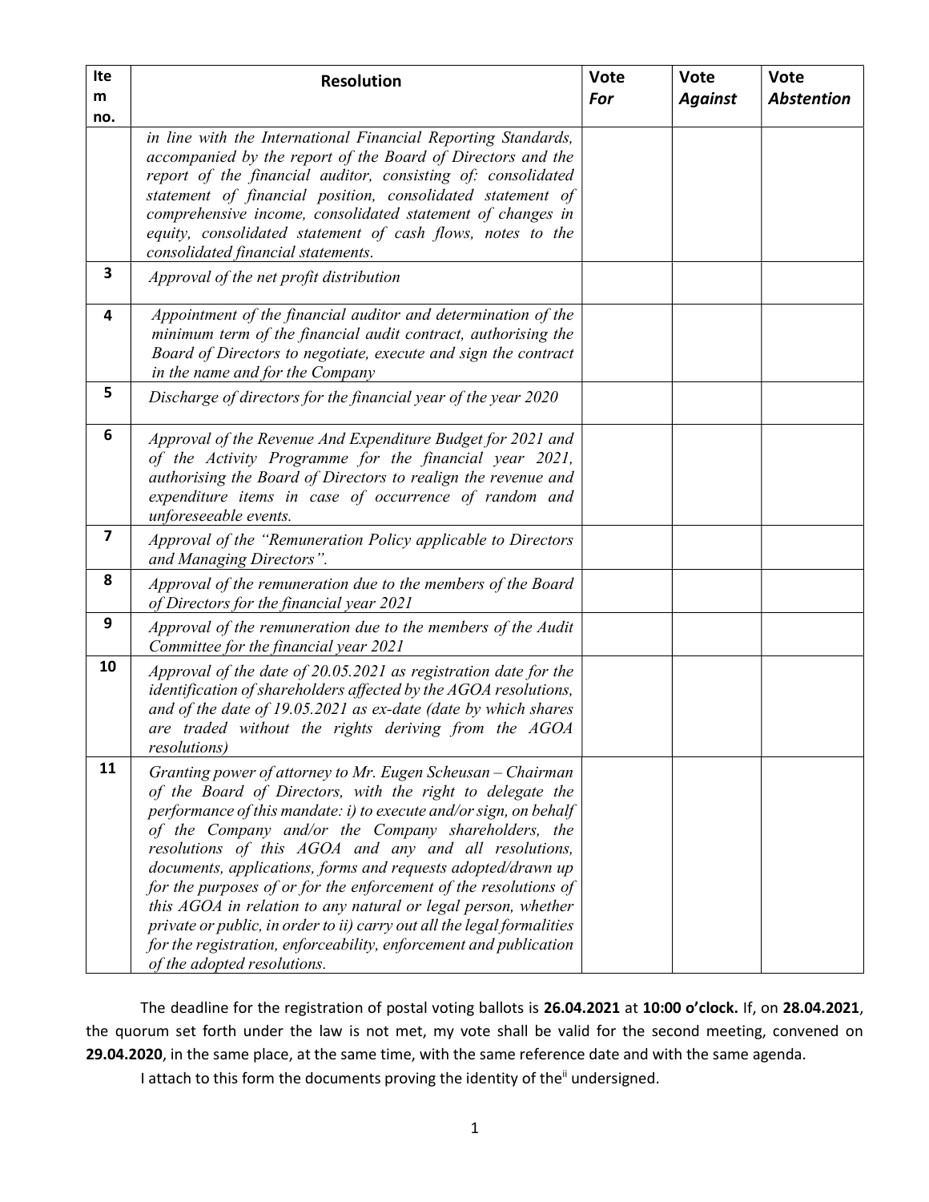| Item no. | Resolution | Vote *For* | Vote *Against* | Vote *Abstention* |
|---|---|---|---|---|
| | *in line with the International Financial Reporting Standards, accompanied by the report of the Board of Directors and the report of the financial auditor, consisting of: consolidated statement of financial position, consolidated statement of comprehensive income, consolidated statement of changes in equity, consolidated statement of cash flows, notes to the consolidated financial statements.* | | | |
| **3** | *Approval of the net profit distribution* | | | |
| **4** | *Appointment of the financial auditor and determination of the minimum term of the financial audit contract, authorising the Board of Directors to negotiate, execute and sign the contract in the name and for the Company* | | | |
| **5** | *Discharge of directors for the financial year of the year 2020* | | | |
| **6** | *Approval of the Revenue And Expenditure Budget for 2021 and of the Activity Programme for the financial year 2021, authorising the Board of Directors to realign the revenue and expenditure items in case of occurrence of random and unforeseeable events.* | | | |
| **7** | *Approval of the "Remuneration Policy applicable to Directors and Managing Directors".* | | | |
| **8** | *Approval of the remuneration due to the members of the Board of Directors for the financial year 2021* | | | |
| **9** | *Approval of the remuneration due to the members of the Audit Committee for the financial year 2021* | | | |
| **10** | *Approval of the date of 20.05.2021 as registration date for the identification of shareholders affected by the AGOA resolutions, and of the date of 19.05.2021 as ex-date (date by which shares are traded without the rights deriving from the AGOA resolutions)* | | | |
| **11** | *Granting power of attorney to Mr. Eugen Scheusan – Chairman of the Board of Directors, with the right to delegate the performance of this mandate: i) to execute and/or sign, on behalf of the Company and/or the Company shareholders, the resolutions of this AGOA and any and all resolutions, documents, applications, forms and requests adopted/drawn up for the purposes of or for the enforcement of the resolutions of this AGOA in relation to any natural or legal person, whether private or public, in order to ii) carry out all the legal formalities for the registration, enforceability, enforcement and publication of the adopted resolutions.* | | | |

The deadline for the registration of postal voting ballots is **26.04.2021** at **10:00 o'clock.** If, on **28.04.2021**, the quorum set forth under the law is not met, my vote shall be valid for the second meeting, convened on **29.04.2020**, in the same place, at the same time, with the same reference date and with the same agenda.

I attach to this form the documents proving the identity of the[ii] undersigned.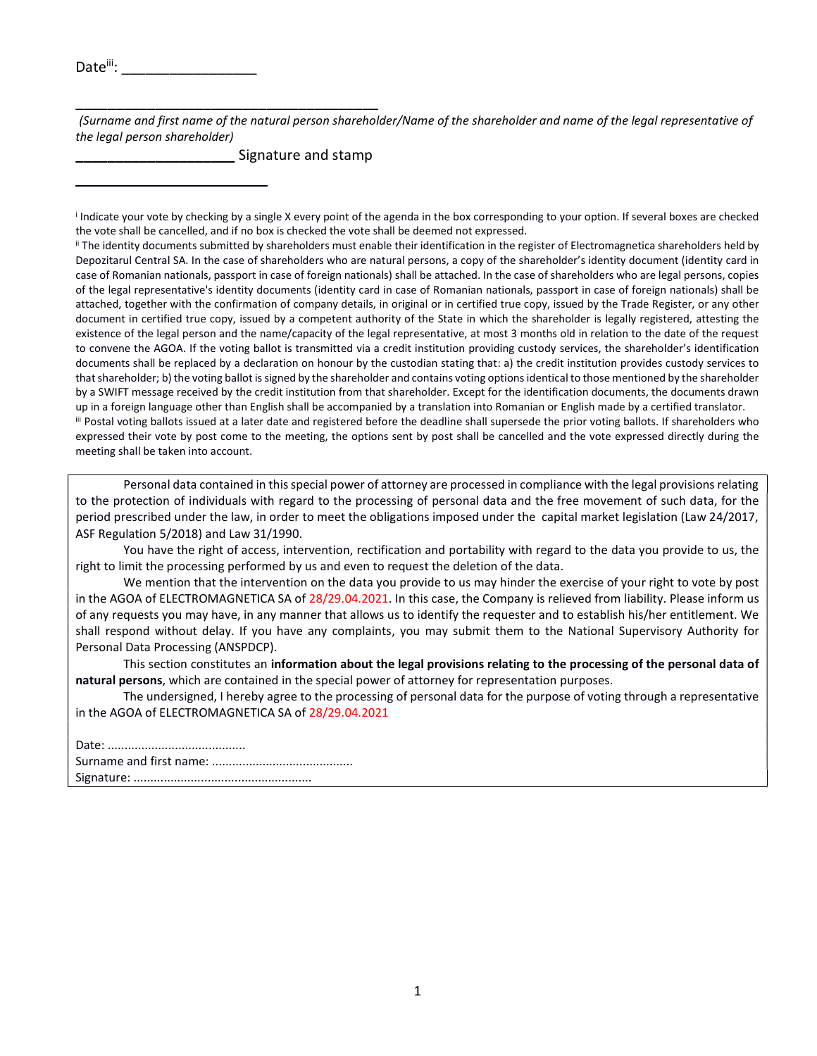Date[iii]: _________________

____________________________________________

*(Surname and first name of the natural person shareholder/Name of the shareholder and name of the legal representative of the legal person shareholder)*

_____________________ Signature and stamp

_________________________

[i] Indicate your vote by checking by a single X every point of the agenda in the box corresponding to your option. If several boxes are checked the vote shall be cancelled, and if no box is checked the vote shall be deemed not expressed.

[ii] The identity documents submitted by shareholders must enable their identification in the register of Electromagnetica shareholders held by Depozitarul Central SA. In the case of shareholders who are natural persons, a copy of the shareholder's identity document (identity card in case of Romanian nationals, passport in case of foreign nationals) shall be attached. In the case of shareholders who are legal persons, copies of the legal representative's identity documents (identity card in case of Romanian nationals, passport in case of foreign nationals) shall be attached, together with the confirmation of company details, in original or in certified true copy, issued by the Trade Register, or any other document in certified true copy, issued by a competent authority of the State in which the shareholder is legally registered, attesting the existence of the legal person and the name/capacity of the legal representative, at most 3 months old in relation to the date of the request to convene the AGOA. If the voting ballot is transmitted via a credit institution providing custody services, the shareholder's identification documents shall be replaced by a declaration on honour by the custodian stating that: a) the credit institution provides custody services to that shareholder; b) the voting ballot is signed by the shareholder and contains voting options identical to those mentioned by the shareholder by a SWIFT message received by the credit institution from that shareholder. Except for the identification documents, the documents drawn up in a foreign language other than English shall be accompanied by a translation into Romanian or English made by a certified translator.

[iii] Postal voting ballots issued at a later date and registered before the deadline shall supersede the prior voting ballots. If shareholders who expressed their vote by post come to the meeting, the options sent by post shall be cancelled and the vote expressed directly during the meeting shall be taken into account.

Personal data contained in this special power of attorney are processed in compliance with the legal provisions relating to the protection of individuals with regard to the processing of personal data and the free movement of such data, for the period prescribed under the law, in order to meet the obligations imposed under the capital market legislation (Law 24/2017, ASF Regulation 5/2018) and Law 31/1990.

You have the right of access, intervention, rectification and portability with regard to the data you provide to us, the right to limit the processing performed by us and even to request the deletion of the data.

We mention that the intervention on the data you provide to us may hinder the exercise of your right to vote by post in the AGOA of ELECTROMAGNETICA SA of 28/29.04.2021. In this case, the Company is relieved from liability. Please inform us of any requests you may have, in any manner that allows us to identify the requester and to establish his/her entitlement. We shall respond without delay. If you have any complaints, you may submit them to the National Supervisory Authority for Personal Data Processing (ANSPDCP).

This section constitutes an **information about the legal provisions relating to the processing of the personal data of natural persons**, which are contained in the special power of attorney for representation purposes.

The undersigned, I hereby agree to the processing of personal data for the purpose of voting through a representative in the AGOA of ELECTROMAGNETICA SA of 28/29.04.2021

Date: .........................................
Surname and first name: ..........................................
Signature: ....................................................